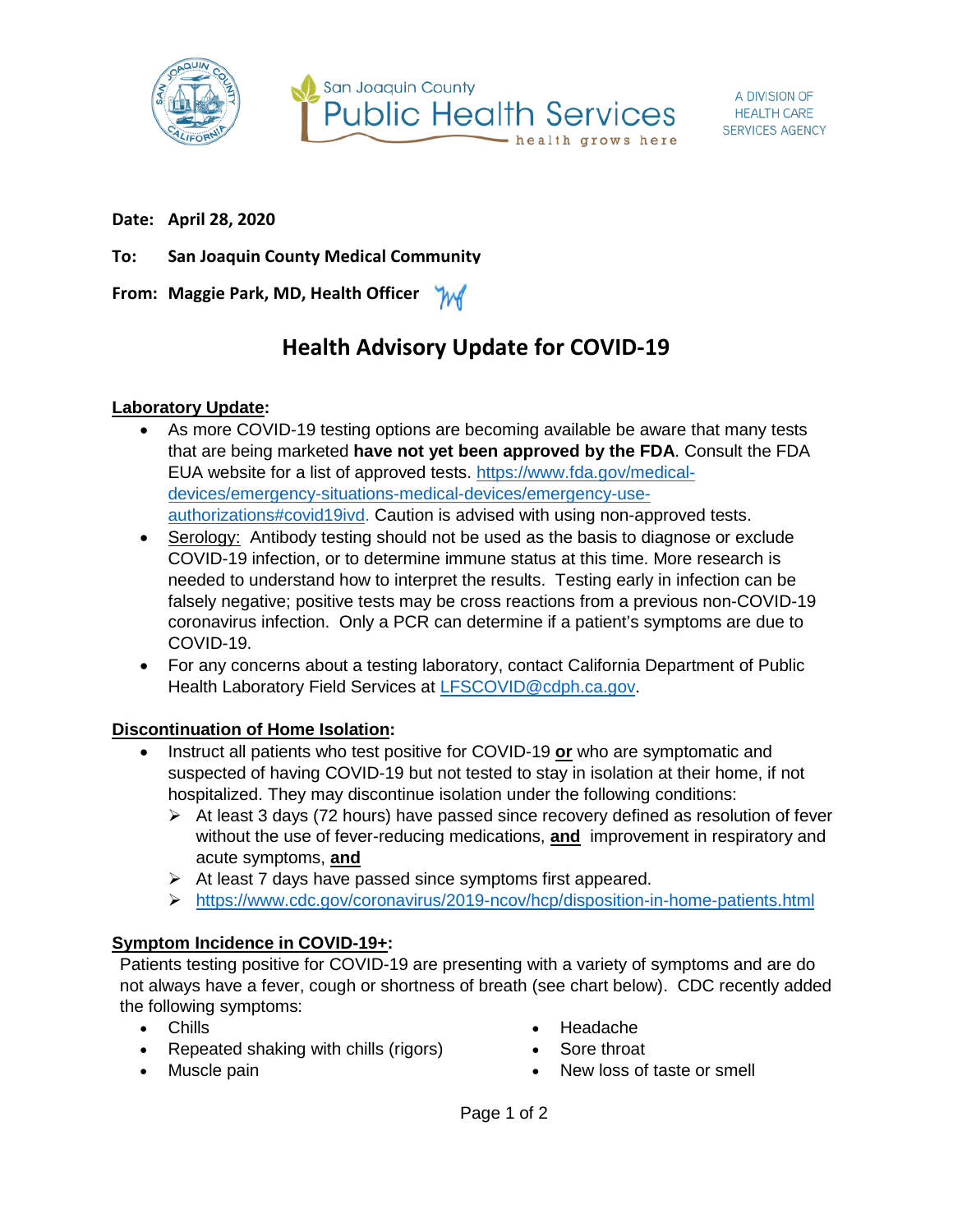San Joaquin County Public Health Services — health grows here

A DIVISION OF HEALTH CARE SERVICES AGENCY

**Date: April 28, 2020**

**To: San Joaquin County Medical Community**

**From: Maggie Park, MD, Health Officer**

# Health Advisory Update for COVID-19

**Laboratory Update:**

- As more COVID-19 testing options are becoming available be aware that many tests that are being marketed **have not yet been approved by the FDA**. Consult the FDA EUA website for a list of approved tests. https://www.fda.gov/medical-devices/emergency-situations-medical-devices/emergency-use-authorizations#covid19ivd. Caution is advised with using non-approved tests.
- Serology: Antibody testing should not be used as the basis to diagnose or exclude COVID-19 infection, or to determine immune status at this time. More research is needed to understand how to interpret the results. Testing early in infection can be falsely negative; positive tests may be cross reactions from a previous non-COVID-19 coronavirus infection. Only a PCR can determine if a patient's symptoms are due to COVID-19.
- For any concerns about a testing laboratory, contact California Department of Public Health Laboratory Field Services at LFSCOVID@cdph.ca.gov.

**Discontinuation of Home Isolation:**

- Instruct all patients who test positive for COVID-19 **or** who are symptomatic and suspected of having COVID-19 but not tested to stay in isolation at their home, if not hospitalized. They may discontinue isolation under the following conditions:
  - At least 3 days (72 hours) have passed since recovery defined as resolution of fever without the use of fever-reducing medications, **and** improvement in respiratory and acute symptoms, **and**
  - At least 7 days have passed since symptoms first appeared.
  - https://www.cdc.gov/coronavirus/2019-ncov/hcp/disposition-in-home-patients.html

**Symptom Incidence in COVID-19+:**

Patients testing positive for COVID-19 are presenting with a variety of symptoms and are do not always have a fever, cough or shortness of breath (see chart below). CDC recently added the following symptoms:

- Chills
- Repeated shaking with chills (rigors)
- Muscle pain
- Headache
- Sore throat
- New loss of taste or smell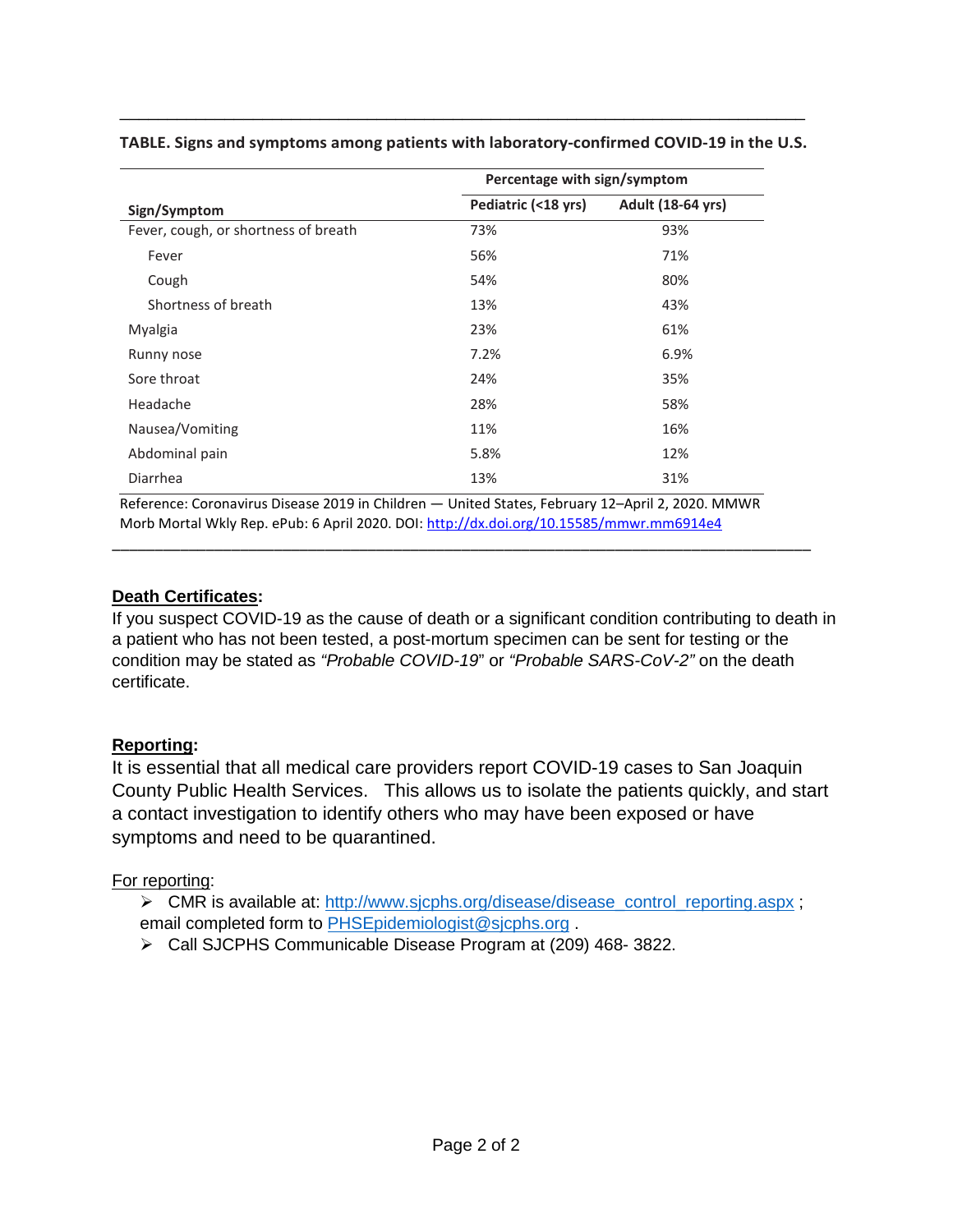**TABLE. Signs and symptoms among patients with laboratory-confirmed COVID-19 in the U.S.**

| | Percentage with sign/symptom | |
|---|---|---|
| **Sign/Symptom** | **Pediatric (<18 yrs)** | **Adult (18-64 yrs)** |
| Fever, cough, or shortness of breath | 73% | 93% |
| Fever | 56% | 71% |
| Cough | 54% | 80% |
| Shortness of breath | 13% | 43% |
| Myalgia | 23% | 61% |
| Runny nose | 7.2% | 6.9% |
| Sore throat | 24% | 35% |
| Headache | 28% | 58% |
| Nausea/Vomiting | 11% | 16% |
| Abdominal pain | 5.8% | 12% |
| Diarrhea | 13% | 31% |

Reference: Coronavirus Disease 2019 in Children — United States, February 12–April 2, 2020. MMWR Morb Mortal Wkly Rep. ePub: 6 April 2020. DOI: http://dx.doi.org/10.15585/mmwr.mm6914e4

**Death Certificates:**

If you suspect COVID-19 as the cause of death or a significant condition contributing to death in a patient who has not been tested, a post-mortum specimen can be sent for testing or the condition may be stated as *"Probable COVID-19*" or *"Probable SARS-CoV-2"* on the death certificate.

**Reporting:**

It is essential that all medical care providers report COVID-19 cases to San Joaquin County Public Health Services. This allows us to isolate the patients quickly, and start a contact investigation to identify others who may have been exposed or have symptoms and need to be quarantined.

For reporting:

- CMR is available at: http://www.sjcphs.org/disease/disease_control_reporting.aspx ; email completed form to PHSEpidemiologist@sjcphs.org .
- Call SJCPHS Communicable Disease Program at (209) 468- 3822.